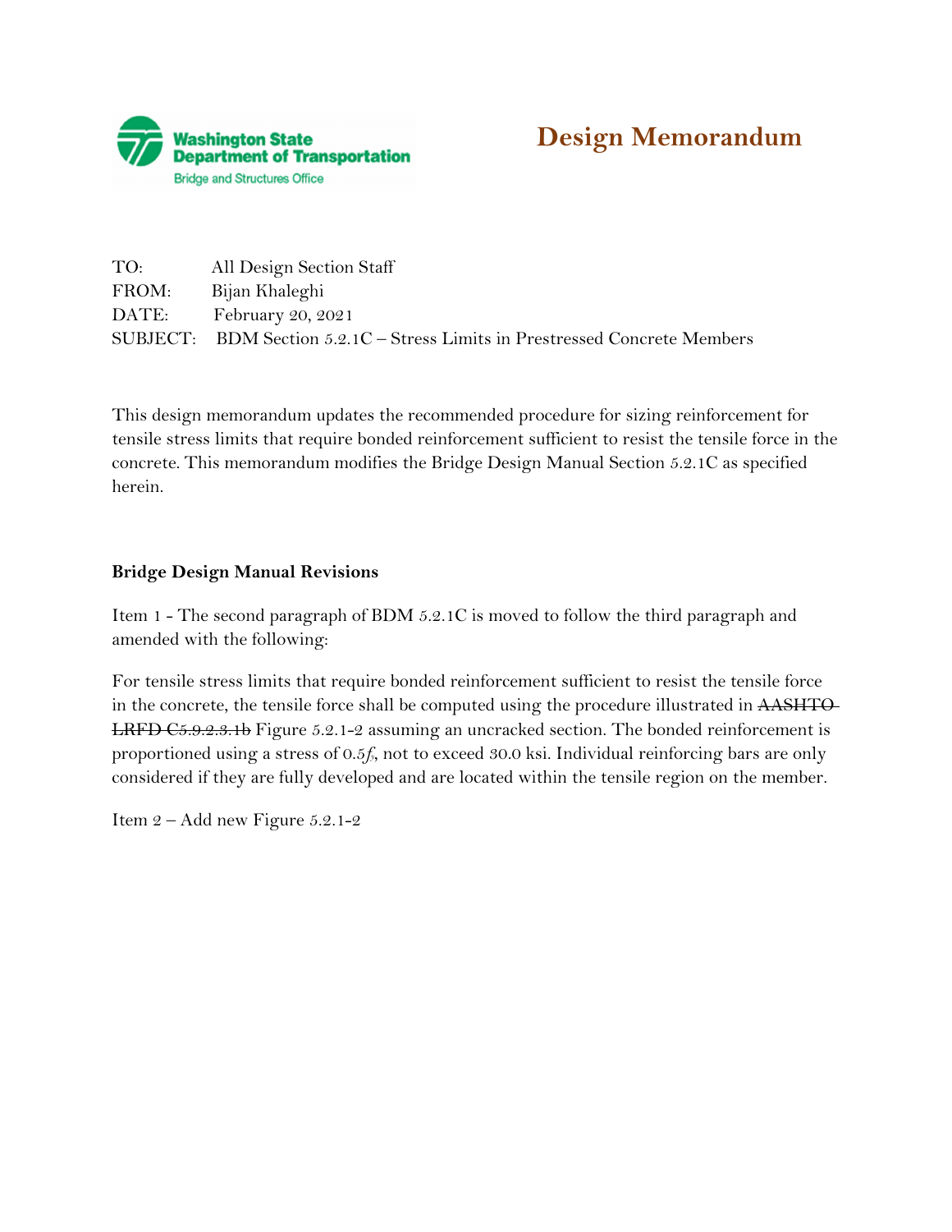Washington State Department of Transportation
Bridge and Structures Office

# Design Memorandum

TO: All Design Section Staff
FROM: Bijan Khaleghi
DATE: February 20, 2021
SUBJECT: BDM Section 5.2.1C – Stress Limits in Prestressed Concrete Members

This design memorandum updates the recommended procedure for sizing reinforcement for tensile stress limits that require bonded reinforcement sufficient to resist the tensile force in the concrete. This memorandum modifies the Bridge Design Manual Section 5.2.1C as specified herein.

**Bridge Design Manual Revisions**

Item 1 - The second paragraph of BDM 5.2.1C is moved to follow the third paragraph and amended with the following:

For tensile stress limits that require bonded reinforcement sufficient to resist the tensile force in the concrete, the tensile force shall be computed using the procedure illustrated in ~~AASHTO LRFD C5.9.2.3.1b~~ Figure 5.2.1-2 assuming an uncracked section. The bonded reinforcement is proportioned using a stress of $0.5f_y$, not to exceed 30.0 ksi. Individual reinforcing bars are only considered if they are fully developed and are located within the tensile region on the member.

Item 2 – Add new Figure 5.2.1-2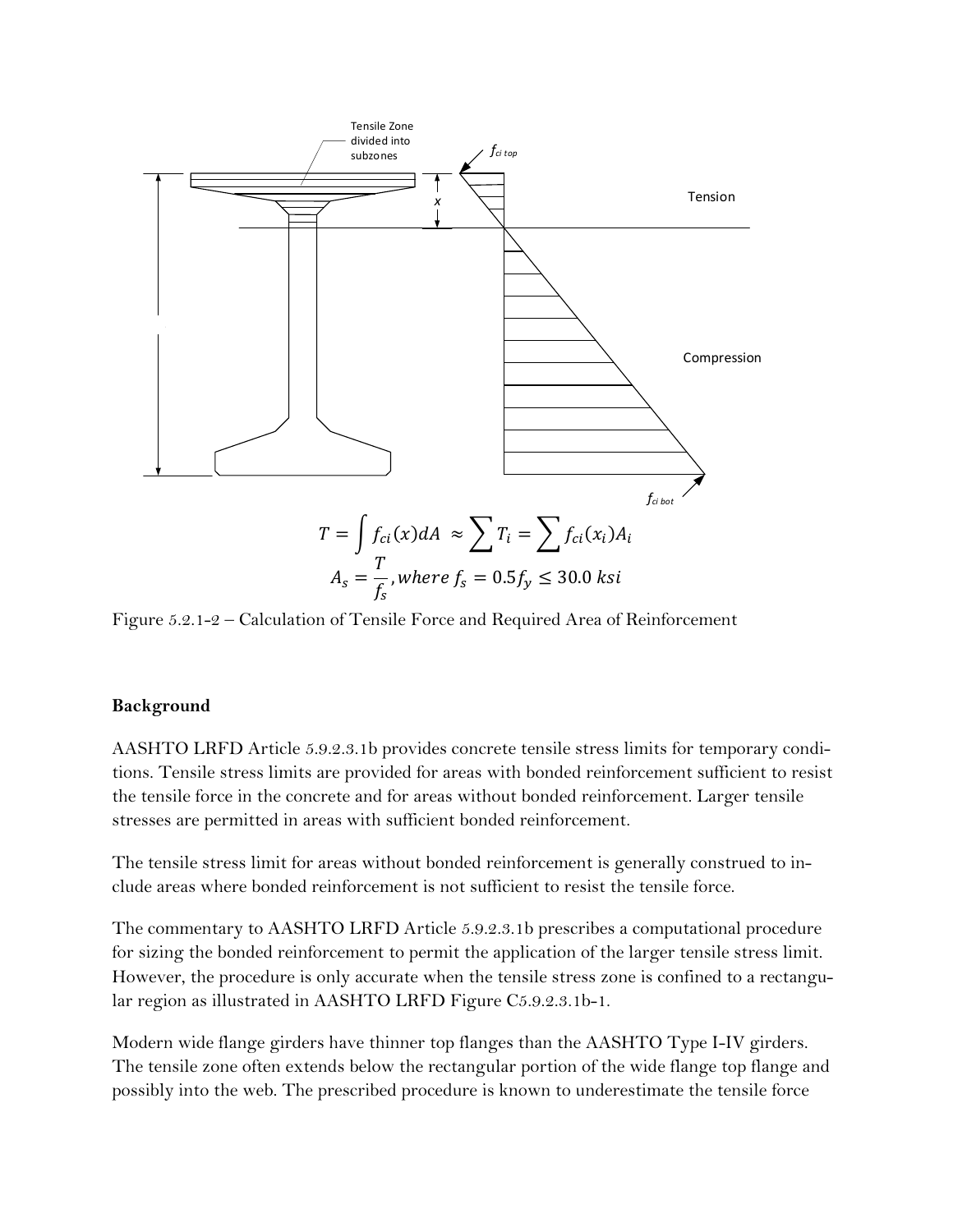$$T = \int f_{ci}(x)dA \approx \sum T_i = \sum f_{ci}(x_i)A_i$$

$$A_s = \frac{T}{f_s}, where\ f_s = 0.5f_y \leq 30.0\ ksi$$

Figure 5.2.1-2 – Calculation of Tensile Force and Required Area of Reinforcement

**Background**

AASHTO LRFD Article 5.9.2.3.1b provides concrete tensile stress limits for temporary conditions. Tensile stress limits are provided for areas with bonded reinforcement sufficient to resist the tensile force in the concrete and for areas without bonded reinforcement. Larger tensile stresses are permitted in areas with sufficient bonded reinforcement.

The tensile stress limit for areas without bonded reinforcement is generally construed to include areas where bonded reinforcement is not sufficient to resist the tensile force.

The commentary to AASHTO LRFD Article 5.9.2.3.1b prescribes a computational procedure for sizing the bonded reinforcement to permit the application of the larger tensile stress limit. However, the procedure is only accurate when the tensile stress zone is confined to a rectangular region as illustrated in AASHTO LRFD Figure C5.9.2.3.1b-1.

Modern wide flange girders have thinner top flanges than the AASHTO Type I-IV girders. The tensile zone often extends below the rectangular portion of the wide flange top flange and possibly into the web. The prescribed procedure is known to underestimate the tensile force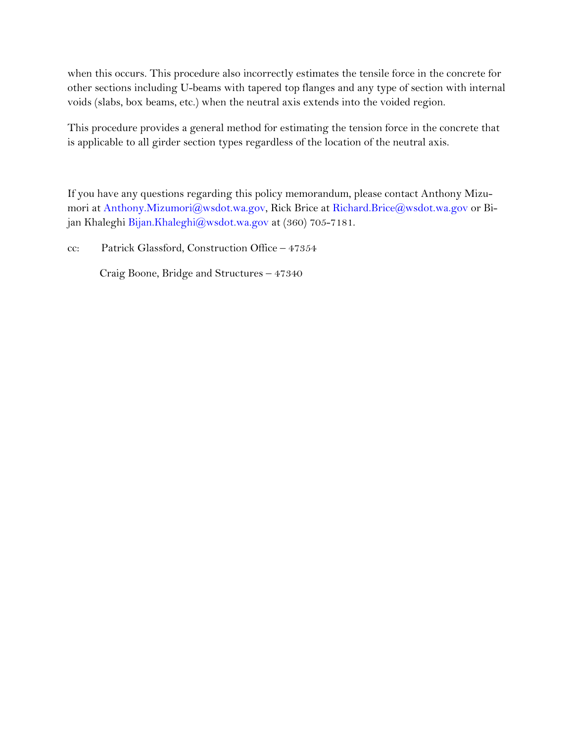when this occurs. This procedure also incorrectly estimates the tensile force in the concrete for other sections including U-beams with tapered top flanges and any type of section with internal voids (slabs, box beams, etc.) when the neutral axis extends into the voided region.

This procedure provides a general method for estimating the tension force in the concrete that is applicable to all girder section types regardless of the location of the neutral axis.

If you have any questions regarding this policy memorandum, please contact Anthony Mizumori at Anthony.Mizumori@wsdot.wa.gov, Rick Brice at Richard.Brice@wsdot.wa.gov or Bijan Khaleghi Bijan.Khaleghi@wsdot.wa.gov at (360) 705-7181.

cc: Patrick Glassford, Construction Office – 47354

Craig Boone, Bridge and Structures – 47340